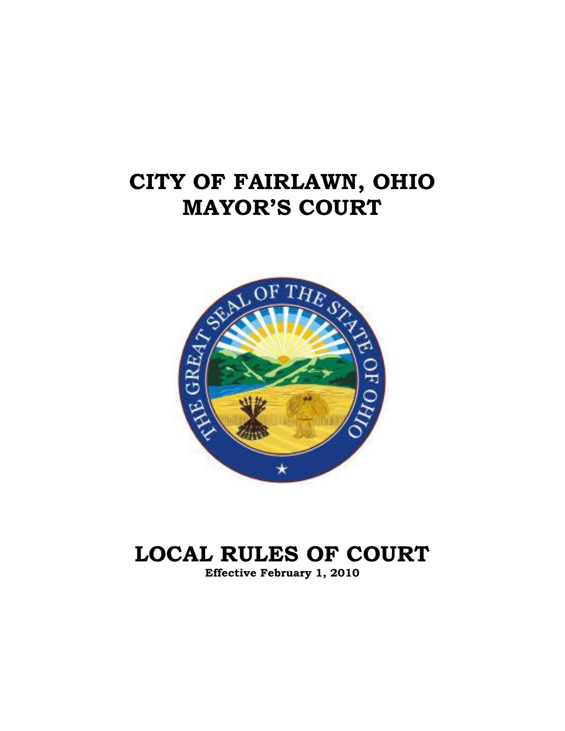# CITY OF FAIRLAWN, OHIO
# MAYOR'S COURT

# LOCAL RULES OF COURT

**Effective February 1, 2010**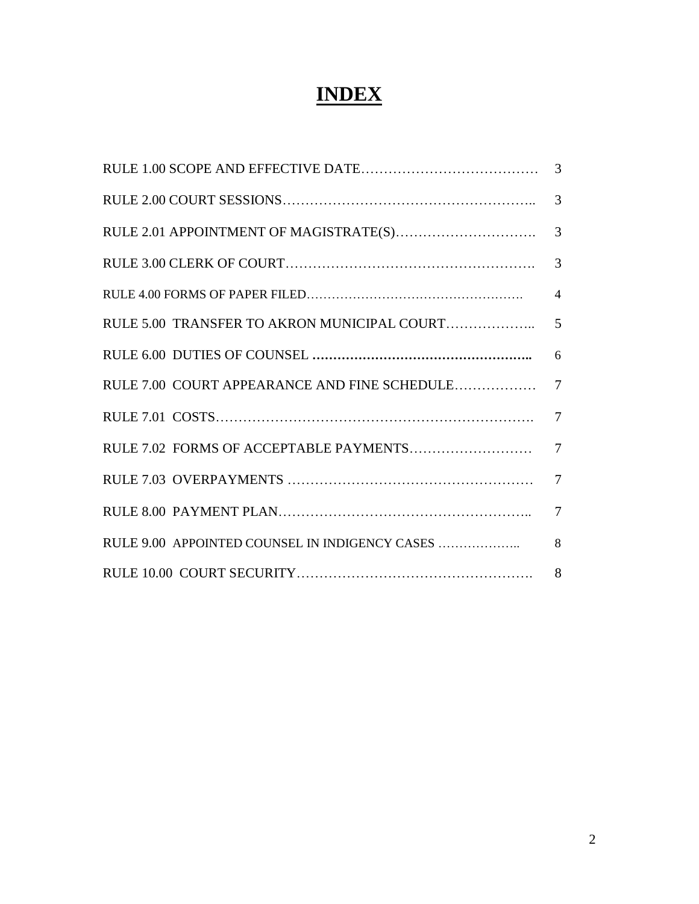# INDEX

| | |
|---|---|
| RULE 1.00 SCOPE AND EFFECTIVE DATE | 3 |
| RULE 2.00 COURT SESSIONS | 3 |
| RULE 2.01 APPOINTMENT OF MAGISTRATE(S) | 3 |
| RULE 3.00 CLERK OF COURT | 3 |
| RULE 4.00 FORMS OF PAPER FILED | 4 |
| RULE 5.00 TRANSFER TO AKRON MUNICIPAL COURT | 5 |
| RULE 6.00 DUTIES OF COUNSEL | 6 |
| RULE 7.00 COURT APPEARANCE AND FINE SCHEDULE | 7 |
| RULE 7.01 COSTS | 7 |
| RULE 7.02 FORMS OF ACCEPTABLE PAYMENTS | 7 |
| RULE 7.03 OVERPAYMENTS | 7 |
| RULE 8.00 PAYMENT PLAN | 7 |
| RULE 9.00 APPOINTED COUNSEL IN INDIGENCY CASES | 8 |
| RULE 10.00 COURT SECURITY | 8 |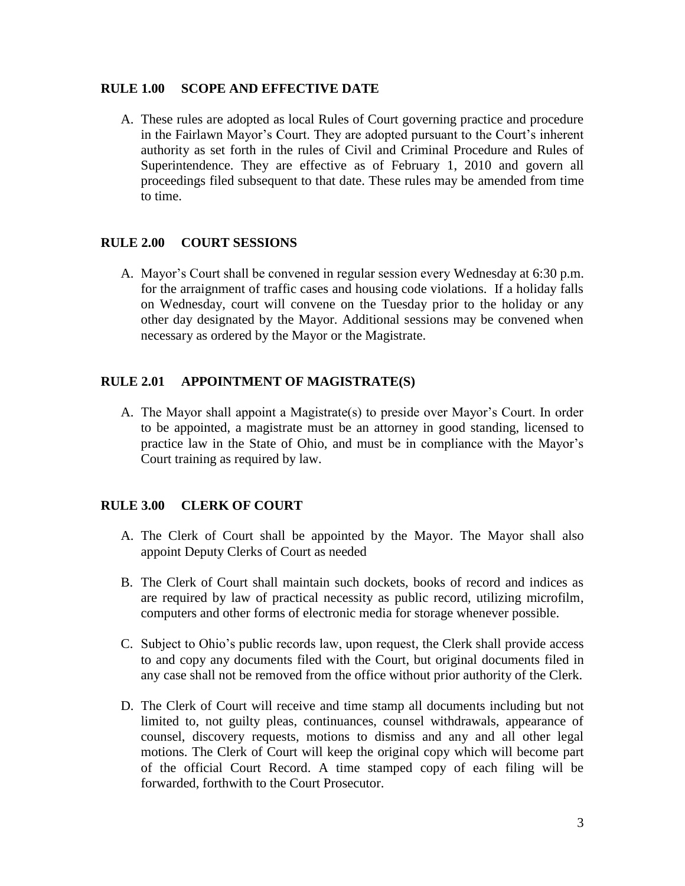## RULE 1.00 SCOPE AND EFFECTIVE DATE

A. These rules are adopted as local Rules of Court governing practice and procedure in the Fairlawn Mayor's Court. They are adopted pursuant to the Court's inherent authority as set forth in the rules of Civil and Criminal Procedure and Rules of Superintendence. They are effective as of February 1, 2010 and govern all proceedings filed subsequent to that date. These rules may be amended from time to time.

## RULE 2.00 COURT SESSIONS

A. Mayor's Court shall be convened in regular session every Wednesday at 6:30 p.m. for the arraignment of traffic cases and housing code violations. If a holiday falls on Wednesday, court will convene on the Tuesday prior to the holiday or any other day designated by the Mayor. Additional sessions may be convened when necessary as ordered by the Mayor or the Magistrate.

## RULE 2.01 APPOINTMENT OF MAGISTRATE(S)

A. The Mayor shall appoint a Magistrate(s) to preside over Mayor's Court. In order to be appointed, a magistrate must be an attorney in good standing, licensed to practice law in the State of Ohio, and must be in compliance with the Mayor's Court training as required by law.

## RULE 3.00 CLERK OF COURT

A. The Clerk of Court shall be appointed by the Mayor. The Mayor shall also appoint Deputy Clerks of Court as needed

B. The Clerk of Court shall maintain such dockets, books of record and indices as are required by law of practical necessity as public record, utilizing microfilm, computers and other forms of electronic media for storage whenever possible.

C. Subject to Ohio's public records law, upon request, the Clerk shall provide access to and copy any documents filed with the Court, but original documents filed in any case shall not be removed from the office without prior authority of the Clerk.

D. The Clerk of Court will receive and time stamp all documents including but not limited to, not guilty pleas, continuances, counsel withdrawals, appearance of counsel, discovery requests, motions to dismiss and any and all other legal motions. The Clerk of Court will keep the original copy which will become part of the official Court Record. A time stamped copy of each filing will be forwarded, forthwith to the Court Prosecutor.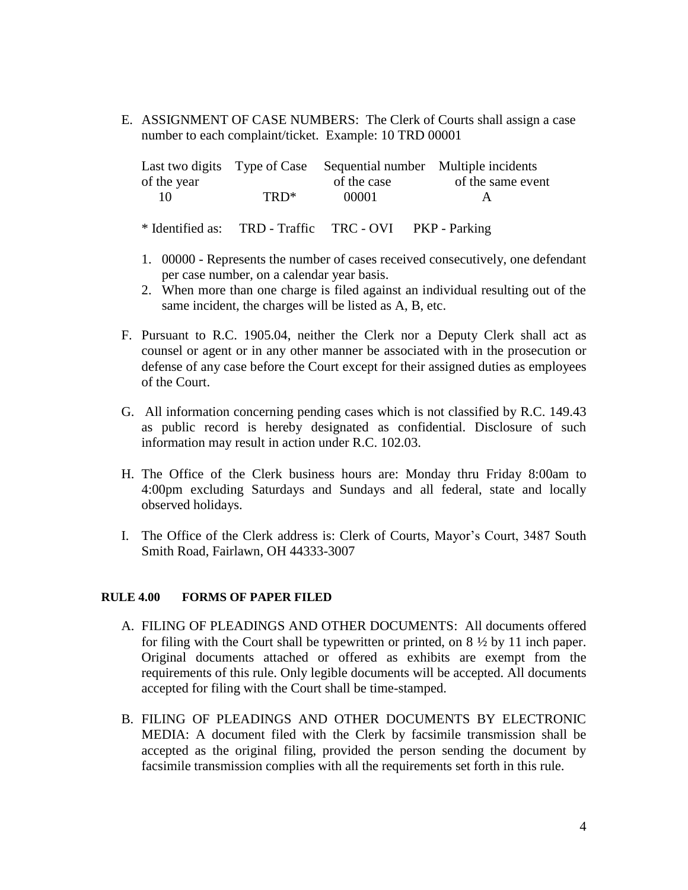E. ASSIGNMENT OF CASE NUMBERS: The Clerk of Courts shall assign a case number to each complaint/ticket. Example: 10 TRD 00001

| Last two digits of the year | Type of Case | Sequential number of the case | Multiple incidents of the same event |
|---|---|---|---|
| 10 | TRD* | 00001 | A |

\* Identified as: TRD - Traffic TRC - OVI PKP - Parking

1. 00000 - Represents the number of cases received consecutively, one defendant per case number, on a calendar year basis.
2. When more than one charge is filed against an individual resulting out of the same incident, the charges will be listed as A, B, etc.

F. Pursuant to R.C. 1905.04, neither the Clerk nor a Deputy Clerk shall act as counsel or agent or in any other manner be associated with in the prosecution or defense of any case before the Court except for their assigned duties as employees of the Court.

G. All information concerning pending cases which is not classified by R.C. 149.43 as public record is hereby designated as confidential. Disclosure of such information may result in action under R.C. 102.03.

H. The Office of the Clerk business hours are: Monday thru Friday 8:00am to 4:00pm excluding Saturdays and Sundays and all federal, state and locally observed holidays.

I. The Office of the Clerk address is: Clerk of Courts, Mayor's Court, 3487 South Smith Road, Fairlawn, OH 44333-3007

**RULE 4.00 FORMS OF PAPER FILED**

A. FILING OF PLEADINGS AND OTHER DOCUMENTS: All documents offered for filing with the Court shall be typewritten or printed, on 8 ½ by 11 inch paper. Original documents attached or offered as exhibits are exempt from the requirements of this rule. Only legible documents will be accepted. All documents accepted for filing with the Court shall be time-stamped.

B. FILING OF PLEADINGS AND OTHER DOCUMENTS BY ELECTRONIC MEDIA: A document filed with the Clerk by facsimile transmission shall be accepted as the original filing, provided the person sending the document by facsimile transmission complies with all the requirements set forth in this rule.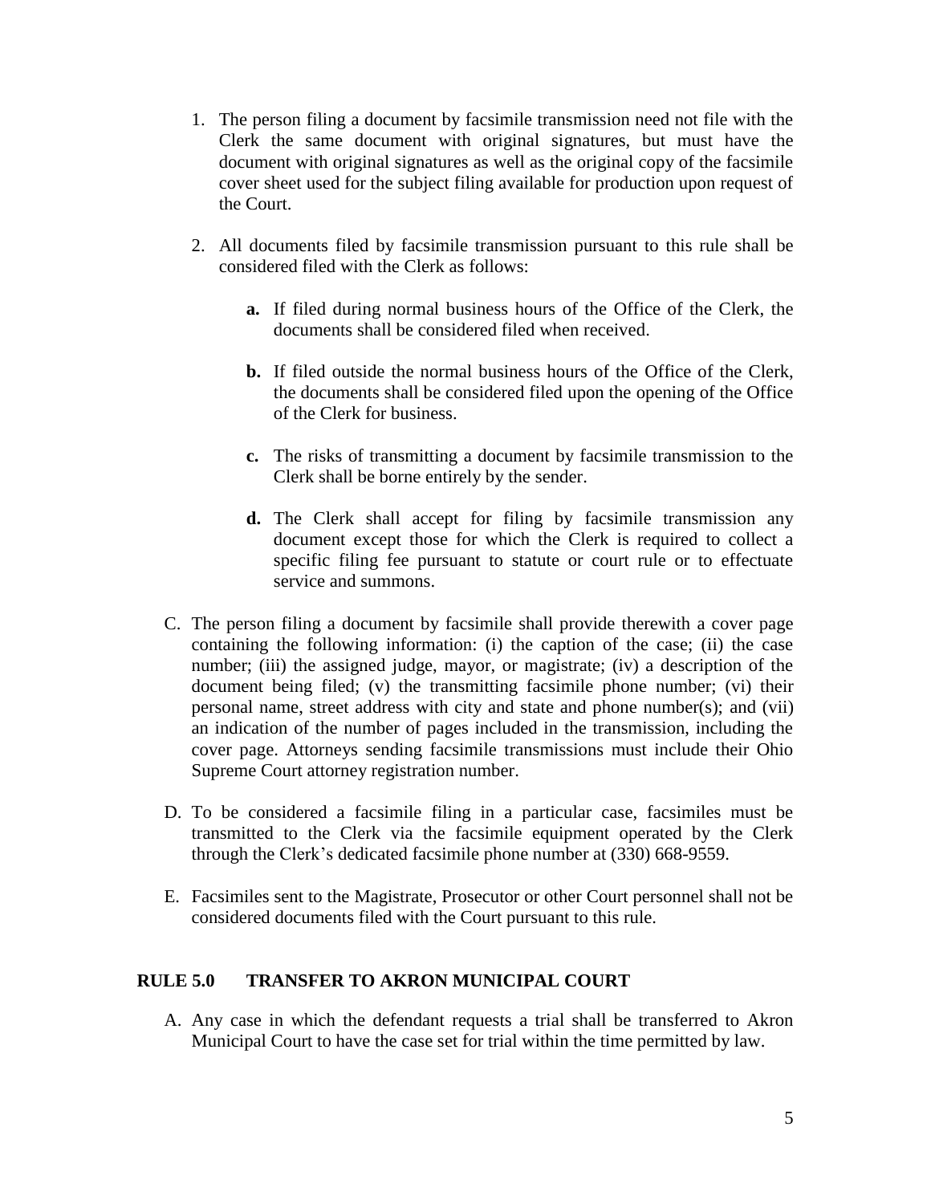1. The person filing a document by facsimile transmission need not file with the Clerk the same document with original signatures, but must have the document with original signatures as well as the original copy of the facsimile cover sheet used for the subject filing available for production upon request of the Court.

2. All documents filed by facsimile transmission pursuant to this rule shall be considered filed with the Clerk as follows:

   **a.** If filed during normal business hours of the Office of the Clerk, the documents shall be considered filed when received.

   **b.** If filed outside the normal business hours of the Office of the Clerk, the documents shall be considered filed upon the opening of the Office of the Clerk for business.

   **c.** The risks of transmitting a document by facsimile transmission to the Clerk shall be borne entirely by the sender.

   **d.** The Clerk shall accept for filing by facsimile transmission any document except those for which the Clerk is required to collect a specific filing fee pursuant to statute or court rule or to effectuate service and summons.

C. The person filing a document by facsimile shall provide therewith a cover page containing the following information: (i) the caption of the case; (ii) the case number; (iii) the assigned judge, mayor, or magistrate; (iv) a description of the document being filed; (v) the transmitting facsimile phone number; (vi) their personal name, street address with city and state and phone number(s); and (vii) an indication of the number of pages included in the transmission, including the cover page. Attorneys sending facsimile transmissions must include their Ohio Supreme Court attorney registration number.

D. To be considered a facsimile filing in a particular case, facsimiles must be transmitted to the Clerk via the facsimile equipment operated by the Clerk through the Clerk's dedicated facsimile phone number at (330) 668-9559.

E. Facsimiles sent to the Magistrate, Prosecutor or other Court personnel shall not be considered documents filed with the Court pursuant to this rule.

## RULE 5.0 TRANSFER TO AKRON MUNICIPAL COURT

A. Any case in which the defendant requests a trial shall be transferred to Akron Municipal Court to have the case set for trial within the time permitted by law.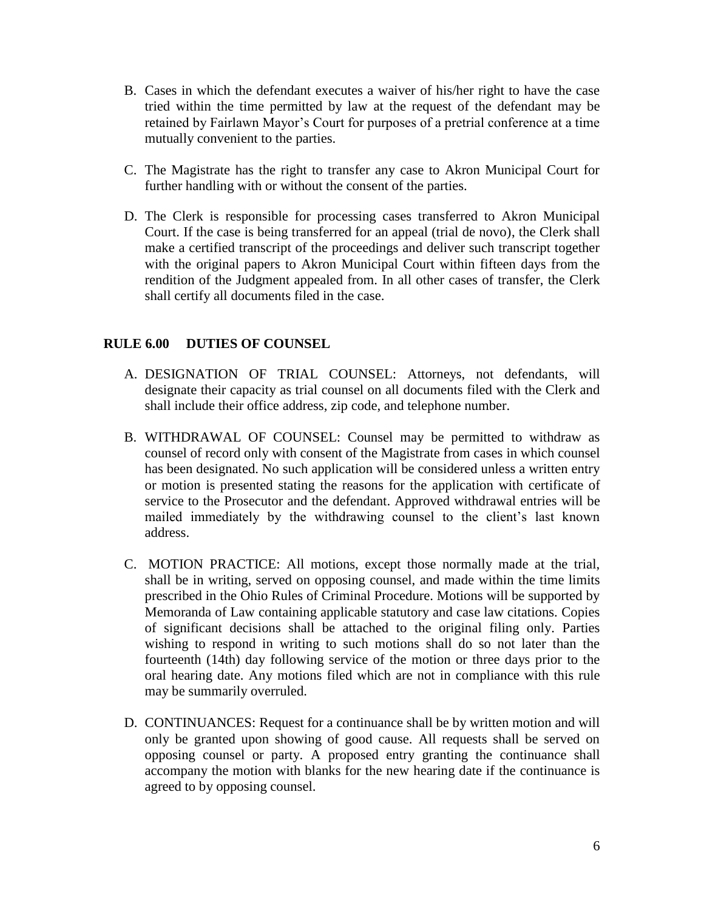B. Cases in which the defendant executes a waiver of his/her right to have the case tried within the time permitted by law at the request of the defendant may be retained by Fairlawn Mayor's Court for purposes of a pretrial conference at a time mutually convenient to the parties.

C. The Magistrate has the right to transfer any case to Akron Municipal Court for further handling with or without the consent of the parties.

D. The Clerk is responsible for processing cases transferred to Akron Municipal Court. If the case is being transferred for an appeal (trial de novo), the Clerk shall make a certified transcript of the proceedings and deliver such transcript together with the original papers to Akron Municipal Court within fifteen days from the rendition of the Judgment appealed from. In all other cases of transfer, the Clerk shall certify all documents filed in the case.

## RULE 6.00 DUTIES OF COUNSEL

A. DESIGNATION OF TRIAL COUNSEL: Attorneys, not defendants, will designate their capacity as trial counsel on all documents filed with the Clerk and shall include their office address, zip code, and telephone number.

B. WITHDRAWAL OF COUNSEL: Counsel may be permitted to withdraw as counsel of record only with consent of the Magistrate from cases in which counsel has been designated. No such application will be considered unless a written entry or motion is presented stating the reasons for the application with certificate of service to the Prosecutor and the defendant. Approved withdrawal entries will be mailed immediately by the withdrawing counsel to the client's last known address.

C. MOTION PRACTICE: All motions, except those normally made at the trial, shall be in writing, served on opposing counsel, and made within the time limits prescribed in the Ohio Rules of Criminal Procedure. Motions will be supported by Memoranda of Law containing applicable statutory and case law citations. Copies of significant decisions shall be attached to the original filing only. Parties wishing to respond in writing to such motions shall do so not later than the fourteenth (14th) day following service of the motion or three days prior to the oral hearing date. Any motions filed which are not in compliance with this rule may be summarily overruled.

D. CONTINUANCES: Request for a continuance shall be by written motion and will only be granted upon showing of good cause. All requests shall be served on opposing counsel or party. A proposed entry granting the continuance shall accompany the motion with blanks for the new hearing date if the continuance is agreed to by opposing counsel.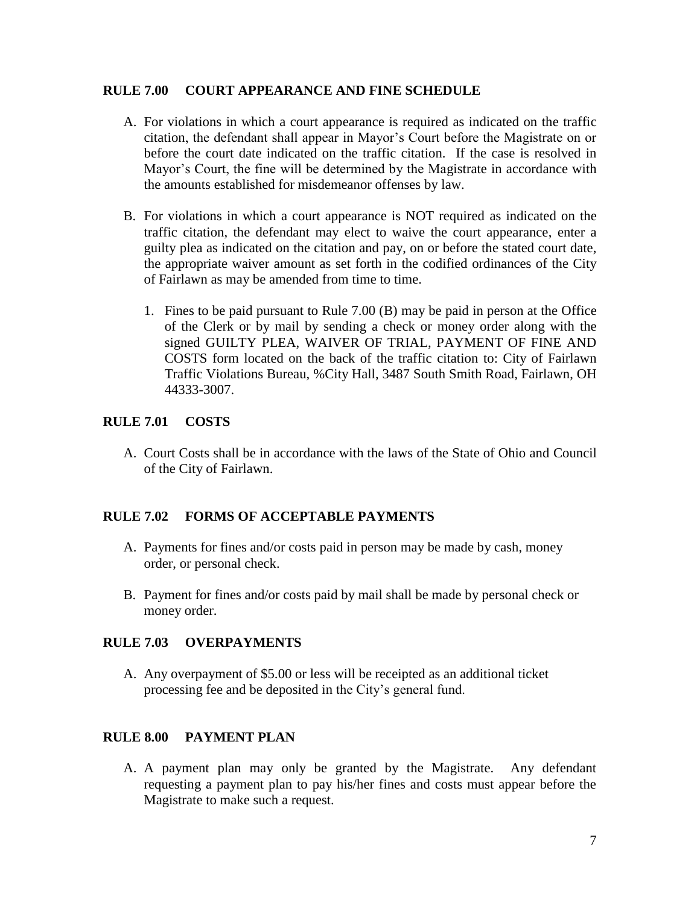## RULE 7.00 COURT APPEARANCE AND FINE SCHEDULE

A. For violations in which a court appearance is required as indicated on the traffic citation, the defendant shall appear in Mayor's Court before the Magistrate on or before the court date indicated on the traffic citation. If the case is resolved in Mayor's Court, the fine will be determined by the Magistrate in accordance with the amounts established for misdemeanor offenses by law.

B. For violations in which a court appearance is NOT required as indicated on the traffic citation, the defendant may elect to waive the court appearance, enter a guilty plea as indicated on the citation and pay, on or before the stated court date, the appropriate waiver amount as set forth in the codified ordinances of the City of Fairlawn as may be amended from time to time.

   1. Fines to be paid pursuant to Rule 7.00 (B) may be paid in person at the Office of the Clerk or by mail by sending a check or money order along with the signed GUILTY PLEA, WAIVER OF TRIAL, PAYMENT OF FINE AND COSTS form located on the back of the traffic citation to: City of Fairlawn Traffic Violations Bureau, %City Hall, 3487 South Smith Road, Fairlawn, OH 44333-3007.

## RULE 7.01 COSTS

A. Court Costs shall be in accordance with the laws of the State of Ohio and Council of the City of Fairlawn.

## RULE 7.02 FORMS OF ACCEPTABLE PAYMENTS

A. Payments for fines and/or costs paid in person may be made by cash, money order, or personal check.

B. Payment for fines and/or costs paid by mail shall be made by personal check or money order.

## RULE 7.03 OVERPAYMENTS

A. Any overpayment of $5.00 or less will be receipted as an additional ticket processing fee and be deposited in the City's general fund.

## RULE 8.00 PAYMENT PLAN

A. A payment plan may only be granted by the Magistrate. Any defendant requesting a payment plan to pay his/her fines and costs must appear before the Magistrate to make such a request.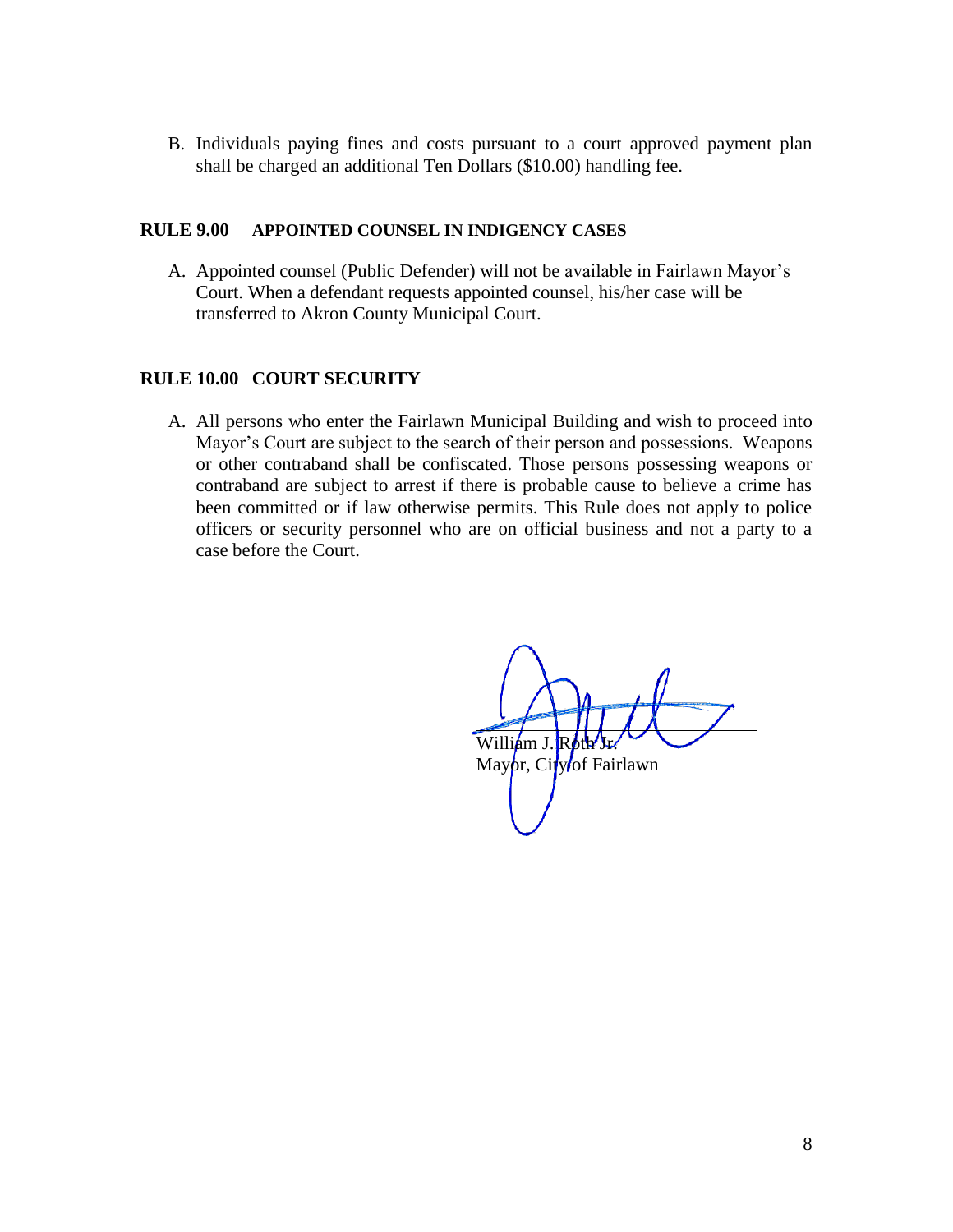B. Individuals paying fines and costs pursuant to a court approved payment plan shall be charged an additional Ten Dollars ($10.00) handling fee.

## RULE 9.00 APPOINTED COUNSEL IN INDIGENCY CASES

A. Appointed counsel (Public Defender) will not be available in Fairlawn Mayor's Court. When a defendant requests appointed counsel, his/her case will be transferred to Akron County Municipal Court.

## RULE 10.00 COURT SECURITY

A. All persons who enter the Fairlawn Municipal Building and wish to proceed into Mayor's Court are subject to the search of their person and possessions. Weapons or other contraband shall be confiscated. Those persons possessing weapons or contraband are subject to arrest if there is probable cause to believe a crime has been committed or if law otherwise permits. This Rule does not apply to police officers or security personnel who are on official business and not a party to a case before the Court.

William J. Roth Jr.
Mayor, City of Fairlawn